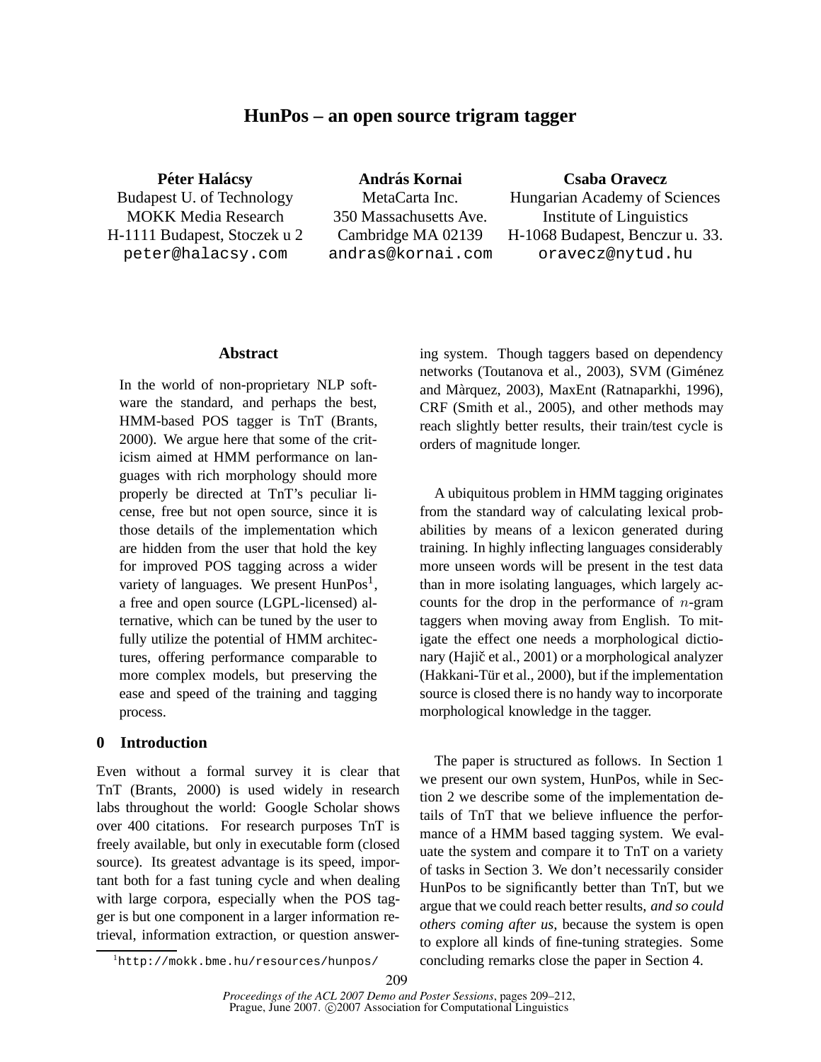# HunPos – an open source trigram tagger

**Péter Halácsy**
Budapest U. of Technology
MOKK Media Research
H-1111 Budapest, Stoczek u 2
peter@halacsy.com

**András Kornai**
MetaCarta Inc.
350 Massachusetts Ave.
Cambridge MA 02139
andras@kornai.com

**Csaba Oravecz**
Hungarian Academy of Sciences
Institute of Linguistics
H-1068 Budapest, Benczur u. 33.
oravecz@nytud.hu

## Abstract

In the world of non-proprietary NLP software the standard, and perhaps the best, HMM-based POS tagger is TnT (Brants, 2000). We argue here that some of the criticism aimed at HMM performance on languages with rich morphology should more properly be directed at TnT's peculiar license, free but not open source, since it is those details of the implementation which are hidden from the user that hold the key for improved POS tagging across a wider variety of languages. We present HunPos[1], a free and open source (LGPL-licensed) alternative, which can be tuned by the user to fully utilize the potential of HMM architectures, offering performance comparable to more complex models, but preserving the ease and speed of the training and tagging process.

## 0 Introduction

Even without a formal survey it is clear that TnT (Brants, 2000) is used widely in research labs throughout the world: Google Scholar shows over 400 citations. For research purposes TnT is freely available, but only in executable form (closed source). Its greatest advantage is its speed, important both for a fast tuning cycle and when dealing with large corpora, especially when the POS tagger is but one component in a larger information retrieval, information extraction, or question answering system. Though taggers based on dependency networks (Toutanova et al., 2003), SVM (Giménez and Màrquez, 2003), MaxEnt (Ratnaparkhi, 1996), CRF (Smith et al., 2005), and other methods may reach slightly better results, their train/test cycle is orders of magnitude longer.

A ubiquitous problem in HMM tagging originates from the standard way of calculating lexical probabilities by means of a lexicon generated during training. In highly inflecting languages considerably more unseen words will be present in the test data than in more isolating languages, which largely accounts for the drop in the performance of $n$-gram taggers when moving away from English. To mitigate the effect one needs a morphological dictionary (Hajič et al., 2001) or a morphological analyzer (Hakkani-Tür et al., 2000), but if the implementation source is closed there is no handy way to incorporate morphological knowledge in the tagger.

The paper is structured as follows. In Section 1 we present our own system, HunPos, while in Section 2 we describe some of the implementation details of TnT that we believe influence the performance of a HMM based tagging system. We evaluate the system and compare it to TnT on a variety of tasks in Section 3. We don't necessarily consider HunPos to be significantly better than TnT, but we argue that we could reach better results, *and so could others coming after us,* because the system is open to explore all kinds of fine-tuning strategies. Some concluding remarks close the paper in Section 4.

[1] http://mokk.bme.hu/resources/hunpos/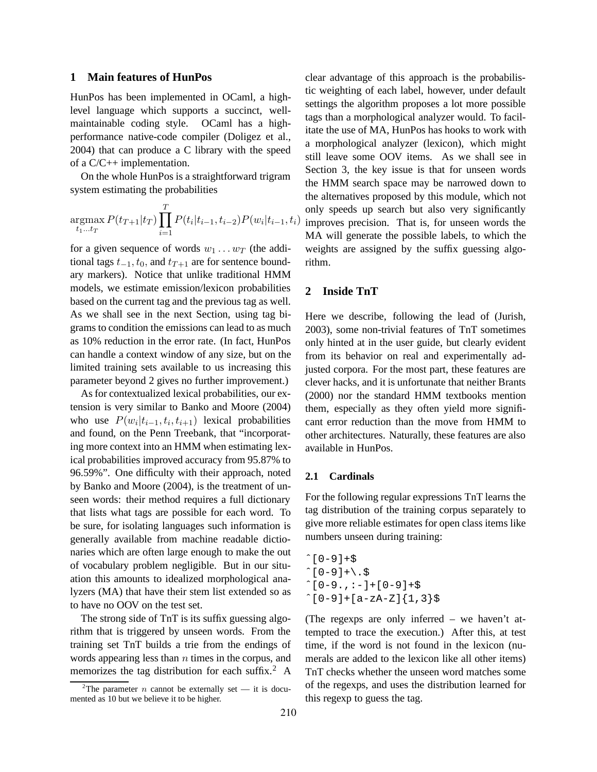## 1 Main features of HunPos

HunPos has been implemented in OCaml, a high-level language which supports a succinct, well-maintainable coding style. OCaml has a high-performance native-code compiler (Doligez et al., 2004) that can produce a C library with the speed of a C/C++ implementation.

On the whole HunPos is a straightforward trigram system estimating the probabilities

$$\operatorname*{argmax}_{t_1 \ldots t_T} P(t_{T+1}|t_T) \prod_{i=1}^{T} P(t_i|t_{i-1}, t_{i-2}) P(w_i|t_{i-1}, t_i)$$

for a given sequence of words $w_1 \ldots w_T$ (the additional tags $t_{-1}$, $t_0$, and $t_{T+1}$ are for sentence boundary markers). Notice that unlike traditional HMM models, we estimate emission/lexicon probabilities based on the current tag and the previous tag as well. As we shall see in the next Section, using tag bigrams to condition the emissions can lead to as much as 10% reduction in the error rate. (In fact, HunPos can handle a context window of any size, but on the limited training sets available to us increasing this parameter beyond 2 gives no further improvement.)

As for contextualized lexical probabilities, our extension is very similar to Banko and Moore (2004) who use $P(w_i|t_{i-1}, t_i, t_{i+1})$ lexical probabilities and found, on the Penn Treebank, that "incorporating more context into an HMM when estimating lexical probabilities improved accuracy from 95.87% to 96.59%". One difficulty with their approach, noted by Banko and Moore (2004), is the treatment of unseen words: their method requires a full dictionary that lists what tags are possible for each word. To be sure, for isolating languages such information is generally available from machine readable dictionaries which are often large enough to make the out of vocabulary problem negligible. But in our situation this amounts to idealized morphological analyzers (MA) that have their stem list extended so as to have no OOV on the test set.

The strong side of TnT is its suffix guessing algorithm that is triggered by unseen words. From the training set TnT builds a trie from the endings of words appearing less than $n$ times in the corpus, and memorizes the tag distribution for each suffix.[2] A clear advantage of this approach is the probabilistic weighting of each label, however, under default settings the algorithm proposes a lot more possible tags than a morphological analyzer would. To facilitate the use of MA, HunPos has hooks to work with a morphological analyzer (lexicon), which might still leave some OOV items. As we shall see in Section 3, the key issue is that for unseen words the HMM search space may be narrowed down to the alternatives proposed by this module, which not only speeds up search but also very significantly improves precision. That is, for unseen words the MA will generate the possible labels, to which the weights are assigned by the suffix guessing algorithm.

[2] The parameter $n$ cannot be externally set — it is documented as 10 but we believe it to be higher.

## 2 Inside TnT

Here we describe, following the lead of (Jurish, 2003), some non-trivial features of TnT sometimes only hinted at in the user guide, but clearly evident from its behavior on real and experimentally adjusted corpora. For the most part, these features are clever hacks, and it is unfortunate that neither Brants (2000) nor the standard HMM textbooks mention them, especially as they often yield more significant error reduction than the move from HMM to other architectures. Naturally, these features are also available in HunPos.

### 2.1 Cardinals

For the following regular expressions TnT learns the tag distribution of the training corpus separately to give more reliable estimates for open class items like numbers unseen during training:

```
^[0-9]+$
^[0-9]+\.$
^[0-9.,:-]+[0-9]+$
^[0-9]+[a-zA-Z]{1,3}$
```

(The regexps are only inferred – we haven't attempted to trace the execution.) After this, at test time, if the word is not found in the lexicon (numerals are added to the lexicon like all other items) TnT checks whether the unseen word matches some of the regexps, and uses the distribution learned for this regexp to guess the tag.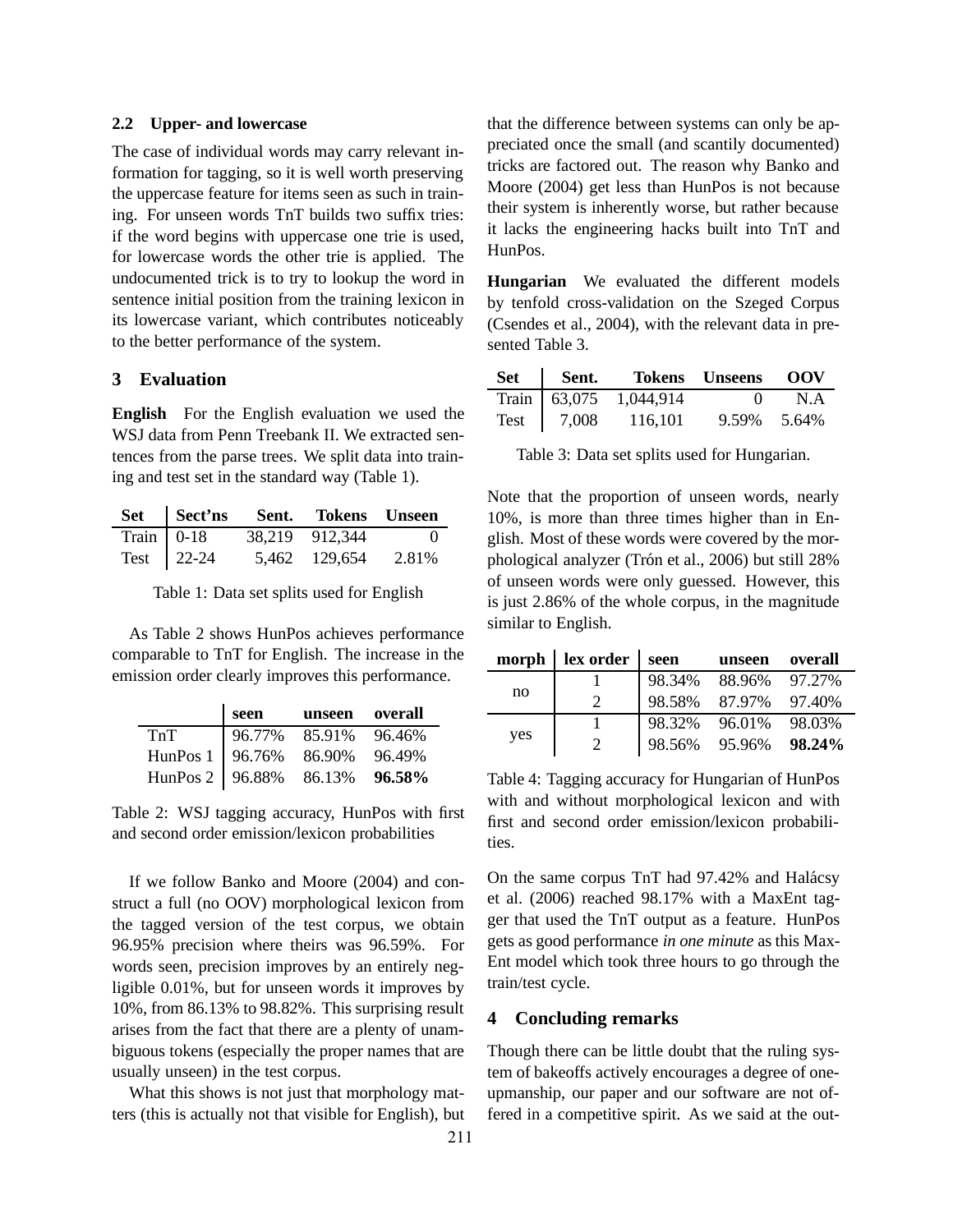### 2.2 Upper- and lowercase

The case of individual words may carry relevant information for tagging, so it is well worth preserving the uppercase feature for items seen as such in training. For unseen words TnT builds two suffix tries: if the word begins with uppercase one trie is used, for lowercase words the other trie is applied. The undocumented trick is to try to lookup the word in sentence initial position from the training lexicon in its lowercase variant, which contributes noticeably to the better performance of the system.

## 3 Evaluation

**English** For the English evaluation we used the WSJ data from Penn Treebank II. We extracted sentences from the parse trees. We split data into training and test set in the standard way (Table 1).

| Set | Sect'ns | Sent. | Tokens | Unseen |
|---|---|---|---|---|
| Train | 0-18 | 38,219 | 912,344 | 0 |
| Test | 22-24 | 5,462 | 129,654 | 2.81% |

Table 1: Data set splits used for English

As Table 2 shows HunPos achieves performance comparable to TnT for English. The increase in the emission order clearly improves this performance.

| | seen | unseen | overall |
|---|---|---|---|
| TnT | 96.77% | 85.91% | 96.46% |
| HunPos 1 | 96.76% | 86.90% | 96.49% |
| HunPos 2 | 96.88% | 86.13% | **96.58%** |

Table 2: WSJ tagging accuracy, HunPos with first and second order emission/lexicon probabilities

If we follow Banko and Moore (2004) and construct a full (no OOV) morphological lexicon from the tagged version of the test corpus, we obtain 96.95% precision where theirs was 96.59%. For words seen, precision improves by an entirely negligible 0.01%, but for unseen words it improves by 10%, from 86.13% to 98.82%. This surprising result arises from the fact that there are a plenty of unambiguous tokens (especially the proper names that are usually unseen) in the test corpus.

What this shows is not just that morphology matters (this is actually not that visible for English), but that the difference between systems can only be appreciated once the small (and scantily documented) tricks are factored out. The reason why Banko and Moore (2004) get less than HunPos is not because their system is inherently worse, but rather because it lacks the engineering hacks built into TnT and HunPos.

**Hungarian** We evaluated the different models by tenfold cross-validation on the Szeged Corpus (Csendes et al., 2004), with the relevant data in presented Table 3.

| Set | Sent. | Tokens | Unseens | OOV |
|---|---|---|---|---|
| Train | 63,075 | 1,044,914 | 0 | N.A |
| Test | 7,008 | 116,101 | 9.59% | 5.64% |

Table 3: Data set splits used for Hungarian.

Note that the proportion of unseen words, nearly 10%, is more than three times higher than in English. Most of these words were covered by the morphological analyzer (Trón et al., 2006) but still 28% of unseen words were only guessed. However, this is just 2.86% of the whole corpus, in the magnitude similar to English.

| morph | lex order | seen | unseen | overall |
|---|---|---|---|---|
| no | 1 | 98.34% | 88.96% | 97.27% |
| | 2 | 98.58% | 87.97% | 97.40% |
| yes | 1 | 98.32% | 96.01% | 98.03% |
| | 2 | 98.56% | 95.96% | **98.24%** |

Table 4: Tagging accuracy for Hungarian of HunPos with and without morphological lexicon and with first and second order emission/lexicon probabilities.

On the same corpus TnT had 97.42% and Halácsy et al. (2006) reached 98.17% with a MaxEnt tagger that used the TnT output as a feature. HunPos gets as good performance *in one minute* as this MaxEnt model which took three hours to go through the train/test cycle.

## 4 Concluding remarks

Though there can be little doubt that the ruling system of bakeoffs actively encourages a degree of oneupmanship, our paper and our software are not offered in a competitive spirit. As we said at the out-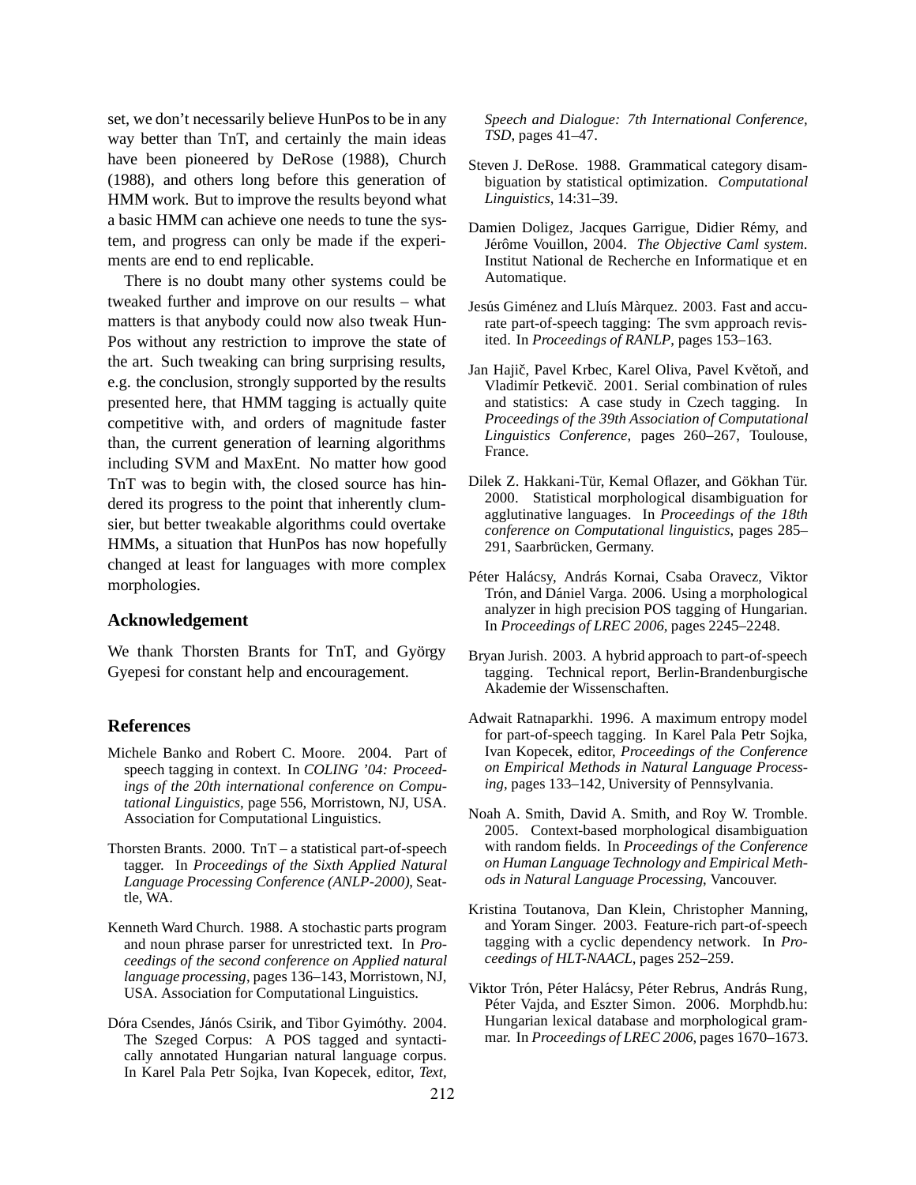set, we don't necessarily believe HunPos to be in any way better than TnT, and certainly the main ideas have been pioneered by DeRose (1988), Church (1988), and others long before this generation of HMM work. But to improve the results beyond what a basic HMM can achieve one needs to tune the system, and progress can only be made if the experiments are end to end replicable.

There is no doubt many other systems could be tweaked further and improve on our results – what matters is that anybody could now also tweak HunPos without any restriction to improve the state of the art. Such tweaking can bring surprising results, e.g. the conclusion, strongly supported by the results presented here, that HMM tagging is actually quite competitive with, and orders of magnitude faster than, the current generation of learning algorithms including SVM and MaxEnt. No matter how good TnT was to begin with, the closed source has hindered its progress to the point that inherently clumsier, but better tweakable algorithms could overtake HMMs, a situation that HunPos has now hopefully changed at least for languages with more complex morphologies.

## Acknowledgement

We thank Thorsten Brants for TnT, and György Gyepesi for constant help and encouragement.

## References

Michele Banko and Robert C. Moore. 2004. Part of speech tagging in context. In *COLING '04: Proceedings of the 20th international conference on Computational Linguistics*, page 556, Morristown, NJ, USA. Association for Computational Linguistics.

Thorsten Brants. 2000. TnT – a statistical part-of-speech tagger. In *Proceedings of the Sixth Applied Natural Language Processing Conference (ANLP-2000)*, Seattle, WA.

Kenneth Ward Church. 1988. A stochastic parts program and noun phrase parser for unrestricted text. In *Proceedings of the second conference on Applied natural language processing*, pages 136–143, Morristown, NJ, USA. Association for Computational Linguistics.

Dóra Csendes, János Csirik, and Tibor Gyimóthy. 2004. The Szeged Corpus: A POS tagged and syntactically annotated Hungarian natural language corpus. In Karel Pala Petr Sojka, Ivan Kopecek, editor, *Text, Speech and Dialogue: 7th International Conference, TSD*, pages 41–47.

Steven J. DeRose. 1988. Grammatical category disambiguation by statistical optimization. *Computational Linguistics*, 14:31–39.

Damien Doligez, Jacques Garrigue, Didier Rémy, and Jérôme Vouillon, 2004. *The Objective Caml system*. Institut National de Recherche en Informatique et en Automatique.

Jesús Giménez and Lluís Màrquez. 2003. Fast and accurate part-of-speech tagging: The svm approach revisited. In *Proceedings of RANLP*, pages 153–163.

Jan Hajič, Pavel Krbec, Karel Oliva, Pavel Květoň, and Vladimír Petkevič. 2001. Serial combination of rules and statistics: A case study in Czech tagging. In *Proceedings of the 39th Association of Computational Linguistics Conference*, pages 260–267, Toulouse, France.

Dilek Z. Hakkani-Tür, Kemal Oflazer, and Gökhan Tür. 2000. Statistical morphological disambiguation for agglutinative languages. In *Proceedings of the 18th conference on Computational linguistics*, pages 285–291, Saarbrücken, Germany.

Péter Halácsy, András Kornai, Csaba Oravecz, Viktor Trón, and Dániel Varga. 2006. Using a morphological analyzer in high precision POS tagging of Hungarian. In *Proceedings of LREC 2006*, pages 2245–2248.

Bryan Jurish. 2003. A hybrid approach to part-of-speech tagging. Technical report, Berlin-Brandenburgische Akademie der Wissenschaften.

Adwait Ratnaparkhi. 1996. A maximum entropy model for part-of-speech tagging. In Karel Pala Petr Sojka, Ivan Kopecek, editor, *Proceedings of the Conference on Empirical Methods in Natural Language Processing*, pages 133–142, University of Pennsylvania.

Noah A. Smith, David A. Smith, and Roy W. Tromble. 2005. Context-based morphological disambiguation with random fields. In *Proceedings of the Conference on Human Language Technology and Empirical Methods in Natural Language Processing*, Vancouver.

Kristina Toutanova, Dan Klein, Christopher Manning, and Yoram Singer. 2003. Feature-rich part-of-speech tagging with a cyclic dependency network. In *Proceedings of HLT-NAACL*, pages 252–259.

Viktor Trón, Péter Halácsy, Péter Rebrus, András Rung, Péter Vajda, and Eszter Simon. 2006. Morphdb.hu: Hungarian lexical database and morphological grammar. In *Proceedings of LREC 2006*, pages 1670–1673.